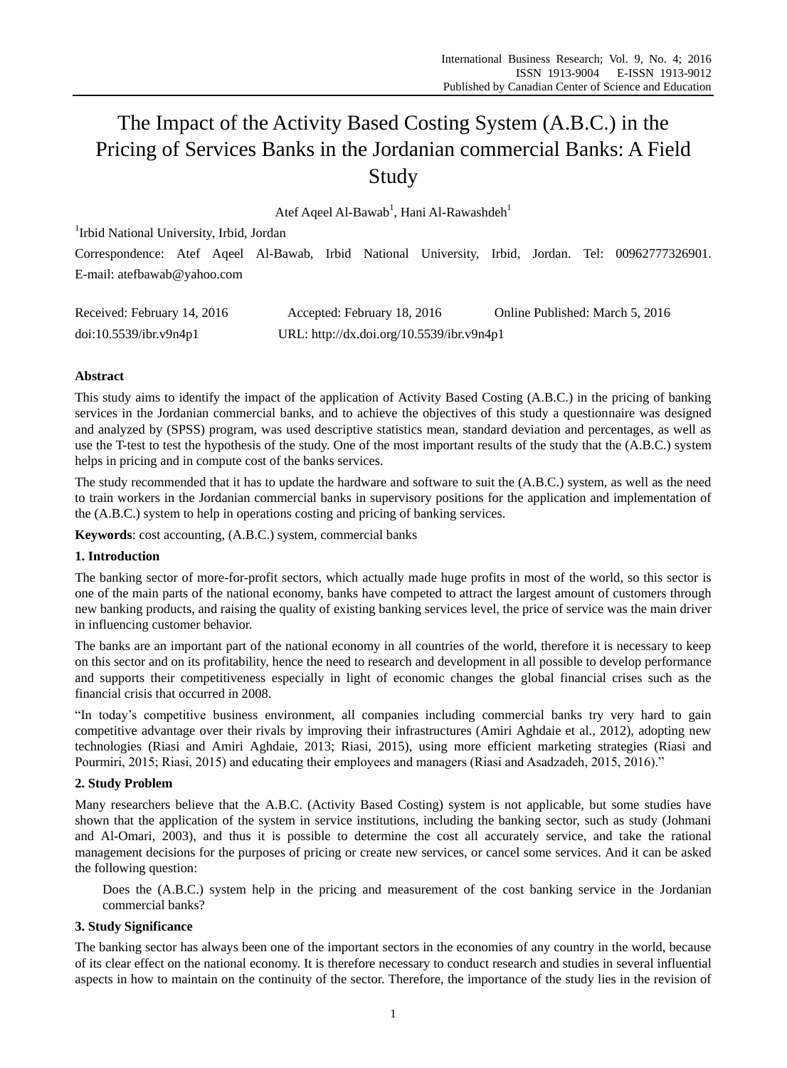# The Impact of the Activity Based Costing System (A.B.C.) in the Pricing of Services Banks in the Jordanian commercial Banks: A Field Study

Atef Aqeel Al-Bawab[1], Hani Al-Rawashdeh[1]

[1]Irbid National University, Irbid, Jordan

Correspondence: Atef Aqeel Al-Bawab, Irbid National University, Irbid, Jordan. Tel: 00962777326901. E-mail: atefbawab@yahoo.com

Received: February 14, 2016 Accepted: February 18, 2016 Online Published: March 5, 2016

doi:10.5539/ibr.v9n4p1 URL: http://dx.doi.org/10.5539/ibr.v9n4p1

**Abstract**

This study aims to identify the impact of the application of Activity Based Costing (A.B.C.) in the pricing of banking services in the Jordanian commercial banks, and to achieve the objectives of this study a questionnaire was designed and analyzed by (SPSS) program, was used descriptive statistics mean, standard deviation and percentages, as well as use the T-test to test the hypothesis of the study. One of the most important results of the study that the (A.B.C.) system helps in pricing and in compute cost of the banks services.

The study recommended that it has to update the hardware and software to suit the (A.B.C.) system, as well as the need to train workers in the Jordanian commercial banks in supervisory positions for the application and implementation of the (A.B.C.) system to help in operations costing and pricing of banking services.

**Keywords**: cost accounting, (A.B.C.) system, commercial banks

## 1. Introduction

The banking sector of more-for-profit sectors, which actually made huge profits in most of the world, so this sector is one of the main parts of the national economy, banks have competed to attract the largest amount of customers through new banking products, and raising the quality of existing banking services level, the price of service was the main driver in influencing customer behavior.

The banks are an important part of the national economy in all countries of the world, therefore it is necessary to keep on this sector and on its profitability, hence the need to research and development in all possible to develop performance and supports their competitiveness especially in light of economic changes the global financial crises such as the financial crisis that occurred in 2008.

"In today's competitive business environment, all companies including commercial banks try very hard to gain competitive advantage over their rivals by improving their infrastructures (Amiri Aghdaie et al., 2012), adopting new technologies (Riasi and Amiri Aghdaie, 2013; Riasi, 2015), using more efficient marketing strategies (Riasi and Pourmiri, 2015; Riasi, 2015) and educating their employees and managers (Riasi and Asadzadeh, 2015, 2016)."

## 2. Study Problem

Many researchers believe that the A.B.C. (Activity Based Costing) system is not applicable, but some studies have shown that the application of the system in service institutions, including the banking sector, such as study (Johmani and Al-Omari, 2003), and thus it is possible to determine the cost all accurately service, and take the rational management decisions for the purposes of pricing or create new services, or cancel some services. And it can be asked the following question:

> Does the (A.B.C.) system help in the pricing and measurement of the cost banking service in the Jordanian commercial banks?

## 3. Study Significance

The banking sector has always been one of the important sectors in the economies of any country in the world, because of its clear effect on the national economy. It is therefore necessary to conduct research and studies in several influential aspects in how to maintain on the continuity of the sector. Therefore, the importance of the study lies in the revision of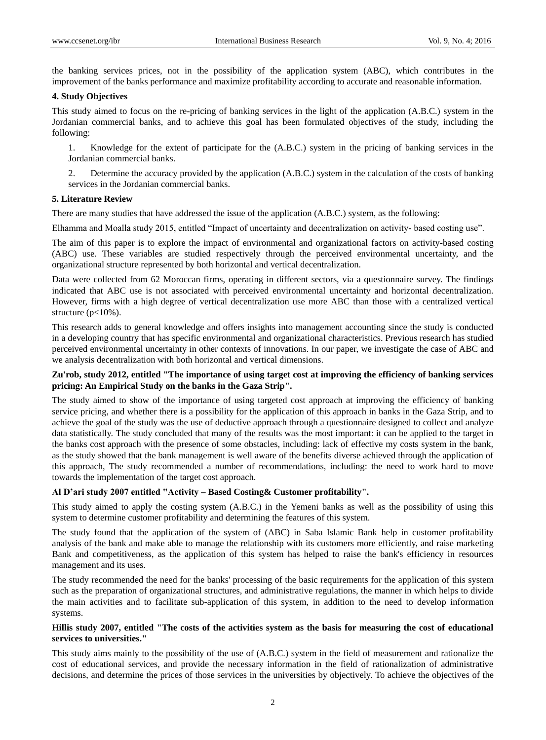the banking services prices, not in the possibility of the application system (ABC), which contributes in the improvement of the banks performance and maximize profitability according to accurate and reasonable information.

## 4. Study Objectives

This study aimed to focus on the re-pricing of banking services in the light of the application (A.B.C.) system in the Jordanian commercial banks, and to achieve this goal has been formulated objectives of the study, including the following:

1. Knowledge for the extent of participate for the (A.B.C.) system in the pricing of banking services in the Jordanian commercial banks.

2. Determine the accuracy provided by the application (A.B.C.) system in the calculation of the costs of banking services in the Jordanian commercial banks.

## 5. Literature Review

There are many studies that have addressed the issue of the application (A.B.C.) system, as the following:

Elhamma and Moalla study 2015, entitled "Impact of uncertainty and decentralization on activity- based costing use".

The aim of this paper is to explore the impact of environmental and organizational factors on activity-based costing (ABC) use. These variables are studied respectively through the perceived environmental uncertainty, and the organizational structure represented by both horizontal and vertical decentralization.

Data were collected from 62 Moroccan firms, operating in different sectors, via a questionnaire survey. The findings indicated that ABC use is not associated with perceived environmental uncertainty and horizontal decentralization. However, firms with a high degree of vertical decentralization use more ABC than those with a centralized vertical structure ($p<10\%$).

This research adds to general knowledge and offers insights into management accounting since the study is conducted in a developing country that has specific environmental and organizational characteristics. Previous research has studied perceived environmental uncertainty in other contexts of innovations. In our paper, we investigate the case of ABC and we analysis decentralization with both horizontal and vertical dimensions.

**Zu'rob, study 2012, entitled "The importance of using target cost at improving the efficiency of banking services pricing: An Empirical Study on the banks in the Gaza Strip".**

The study aimed to show of the importance of using targeted cost approach at improving the efficiency of banking service pricing, and whether there is a possibility for the application of this approach in banks in the Gaza Strip, and to achieve the goal of the study was the use of deductive approach through a questionnaire designed to collect and analyze data statistically. The study concluded that many of the results was the most important: it can be applied to the target in the banks cost approach with the presence of some obstacles, including: lack of effective my costs system in the bank, as the study showed that the bank management is well aware of the benefits diverse achieved through the application of this approach, The study recommended a number of recommendations, including: the need to work hard to move towards the implementation of the target cost approach.

**Al D'ari study 2007 entitled "Activity – Based Costing& Customer profitability".**

This study aimed to apply the costing system (A.B.C.) in the Yemeni banks as well as the possibility of using this system to determine customer profitability and determining the features of this system.

The study found that the application of the system of (ABC) in Saba Islamic Bank help in customer profitability analysis of the bank and make able to manage the relationship with its customers more efficiently, and raise marketing Bank and competitiveness, as the application of this system has helped to raise the bank's efficiency in resources management and its uses.

The study recommended the need for the banks' processing of the basic requirements for the application of this system such as the preparation of organizational structures, and administrative regulations, the manner in which helps to divide the main activities and to facilitate sub-application of this system, in addition to the need to develop information systems.

**Hillis study 2007, entitled "The costs of the activities system as the basis for measuring the cost of educational services to universities."**

This study aims mainly to the possibility of the use of (A.B.C.) system in the field of measurement and rationalize the cost of educational services, and provide the necessary information in the field of rationalization of administrative decisions, and determine the prices of those services in the universities by objectively. To achieve the objectives of the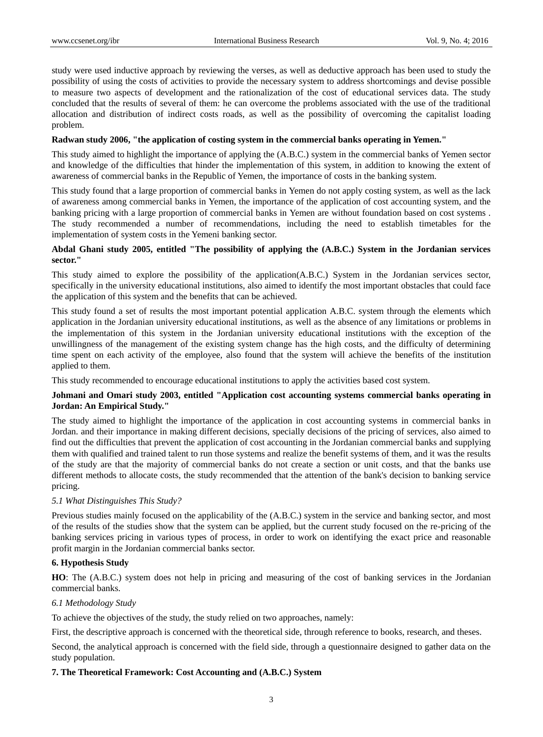study were used inductive approach by reviewing the verses, as well as deductive approach has been used to study the possibility of using the costs of activities to provide the necessary system to address shortcomings and devise possible to measure two aspects of development and the rationalization of the cost of educational services data. The study concluded that the results of several of them: he can overcome the problems associated with the use of the traditional allocation and distribution of indirect costs roads, as well as the possibility of overcoming the capitalist loading problem.

**Radwan study 2006, "the application of costing system in the commercial banks operating in Yemen."**

This study aimed to highlight the importance of applying the (A.B.C.) system in the commercial banks of Yemen sector and knowledge of the difficulties that hinder the implementation of this system, in addition to knowing the extent of awareness of commercial banks in the Republic of Yemen, the importance of costs in the banking system.

This study found that a large proportion of commercial banks in Yemen do not apply costing system, as well as the lack of awareness among commercial banks in Yemen, the importance of the application of cost accounting system, and the banking pricing with a large proportion of commercial banks in Yemen are without foundation based on cost systems . The study recommended a number of recommendations, including the need to establish timetables for the implementation of system costs in the Yemeni banking sector.

**Abdal Ghani study 2005, entitled "The possibility of applying the (A.B.C.) System in the Jordanian services sector."**

This study aimed to explore the possibility of the application(A.B.C.) System in the Jordanian services sector, specifically in the university educational institutions, also aimed to identify the most important obstacles that could face the application of this system and the benefits that can be achieved.

This study found a set of results the most important potential application A.B.C. system through the elements which application in the Jordanian university educational institutions, as well as the absence of any limitations or problems in the implementation of this system in the Jordanian university educational institutions with the exception of the unwillingness of the management of the existing system change has the high costs, and the difficulty of determining time spent on each activity of the employee, also found that the system will achieve the benefits of the institution applied to them.

This study recommended to encourage educational institutions to apply the activities based cost system.

**Johmani and Omari study 2003, entitled "Application cost accounting systems commercial banks operating in Jordan: An Empirical Study."**

The study aimed to highlight the importance of the application in cost accounting systems in commercial banks in Jordan. and their importance in making different decisions, specially decisions of the pricing of services, also aimed to find out the difficulties that prevent the application of cost accounting in the Jordanian commercial banks and supplying them with qualified and trained talent to run those systems and realize the benefit systems of them, and it was the results of the study are that the majority of commercial banks do not create a section or unit costs, and that the banks use different methods to allocate costs, the study recommended that the attention of the bank's decision to banking service pricing.

*5.1 What Distinguishes This Study?*

Previous studies mainly focused on the applicability of the (A.B.C.) system in the service and banking sector, and most of the results of the studies show that the system can be applied, but the current study focused on the re-pricing of the banking services pricing in various types of process, in order to work on identifying the exact price and reasonable profit margin in the Jordanian commercial banks sector.

## 6. Hypothesis Study

**HO**: The (A.B.C.) system does not help in pricing and measuring of the cost of banking services in the Jordanian commercial banks.

*6.1 Methodology Study*

To achieve the objectives of the study, the study relied on two approaches, namely:

First, the descriptive approach is concerned with the theoretical side, through reference to books, research, and theses.

Second, the analytical approach is concerned with the field side, through a questionnaire designed to gather data on the study population.

## 7. The Theoretical Framework: Cost Accounting and (A.B.C.) System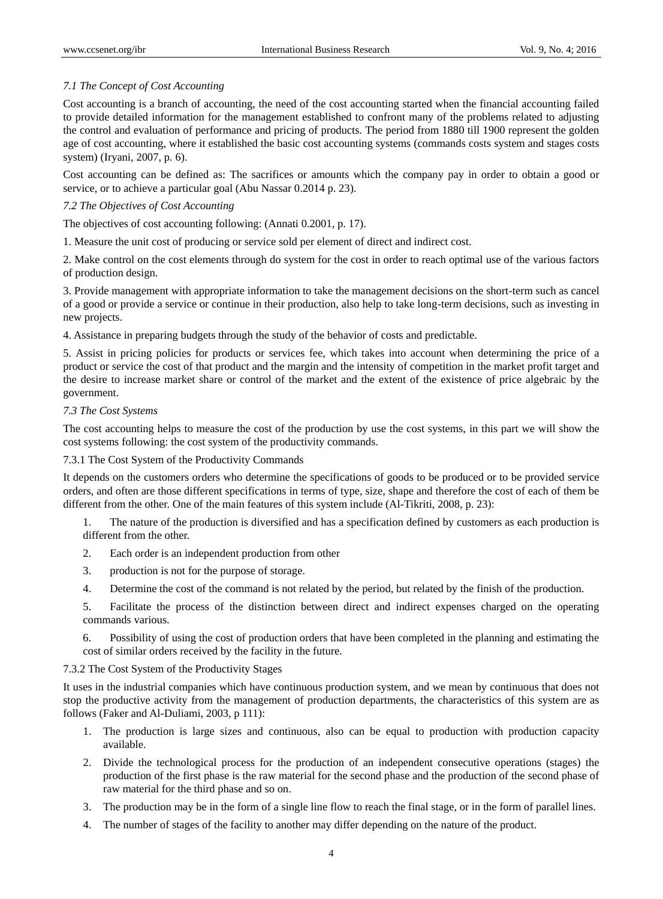### *7.1 The Concept of Cost Accounting*

Cost accounting is a branch of accounting, the need of the cost accounting started when the financial accounting failed to provide detailed information for the management established to confront many of the problems related to adjusting the control and evaluation of performance and pricing of products. The period from 1880 till 1900 represent the golden age of cost accounting, where it established the basic cost accounting systems (commands costs system and stages costs system) (Iryani, 2007, p. 6).

Cost accounting can be defined as: The sacrifices or amounts which the company pay in order to obtain a good or service, or to achieve a particular goal (Abu Nassar 0.2014 p. 23).

### *7.2 The Objectives of Cost Accounting*

The objectives of cost accounting following: (Annati 0.2001, p. 17).

1. Measure the unit cost of producing or service sold per element of direct and indirect cost.

2. Make control on the cost elements through do system for the cost in order to reach optimal use of the various factors of production design.

3. Provide management with appropriate information to take the management decisions on the short-term such as cancel of a good or provide a service or continue in their production, also help to take long-term decisions, such as investing in new projects.

4. Assistance in preparing budgets through the study of the behavior of costs and predictable.

5. Assist in pricing policies for products or services fee, which takes into account when determining the price of a product or service the cost of that product and the margin and the intensity of competition in the market profit target and the desire to increase market share or control of the market and the extent of the existence of price algebraic by the government.

### *7.3 The Cost Systems*

The cost accounting helps to measure the cost of the production by use the cost systems, in this part we will show the cost systems following: the cost system of the productivity commands.

#### 7.3.1 The Cost System of the Productivity Commands

It depends on the customers orders who determine the specifications of goods to be produced or to be provided service orders, and often are those different specifications in terms of type, size, shape and therefore the cost of each of them be different from the other. One of the main features of this system include (Al-Tikriti, 2008, p. 23):

1. The nature of the production is diversified and has a specification defined by customers as each production is different from the other.
2. Each order is an independent production from other
3. production is not for the purpose of storage.
4. Determine the cost of the command is not related by the period, but related by the finish of the production.
5. Facilitate the process of the distinction between direct and indirect expenses charged on the operating commands various.
6. Possibility of using the cost of production orders that have been completed in the planning and estimating the cost of similar orders received by the facility in the future.

#### 7.3.2 The Cost System of the Productivity Stages

It uses in the industrial companies which have continuous production system, and we mean by continuous that does not stop the productive activity from the management of production departments, the characteristics of this system are as follows (Faker and Al-Duliami, 2003, p 111):

1. The production is large sizes and continuous, also can be equal to production with production capacity available.
2. Divide the technological process for the production of an independent consecutive operations (stages) the production of the first phase is the raw material for the second phase and the production of the second phase of raw material for the third phase and so on.
3. The production may be in the form of a single line flow to reach the final stage, or in the form of parallel lines.
4. The number of stages of the facility to another may differ depending on the nature of the product.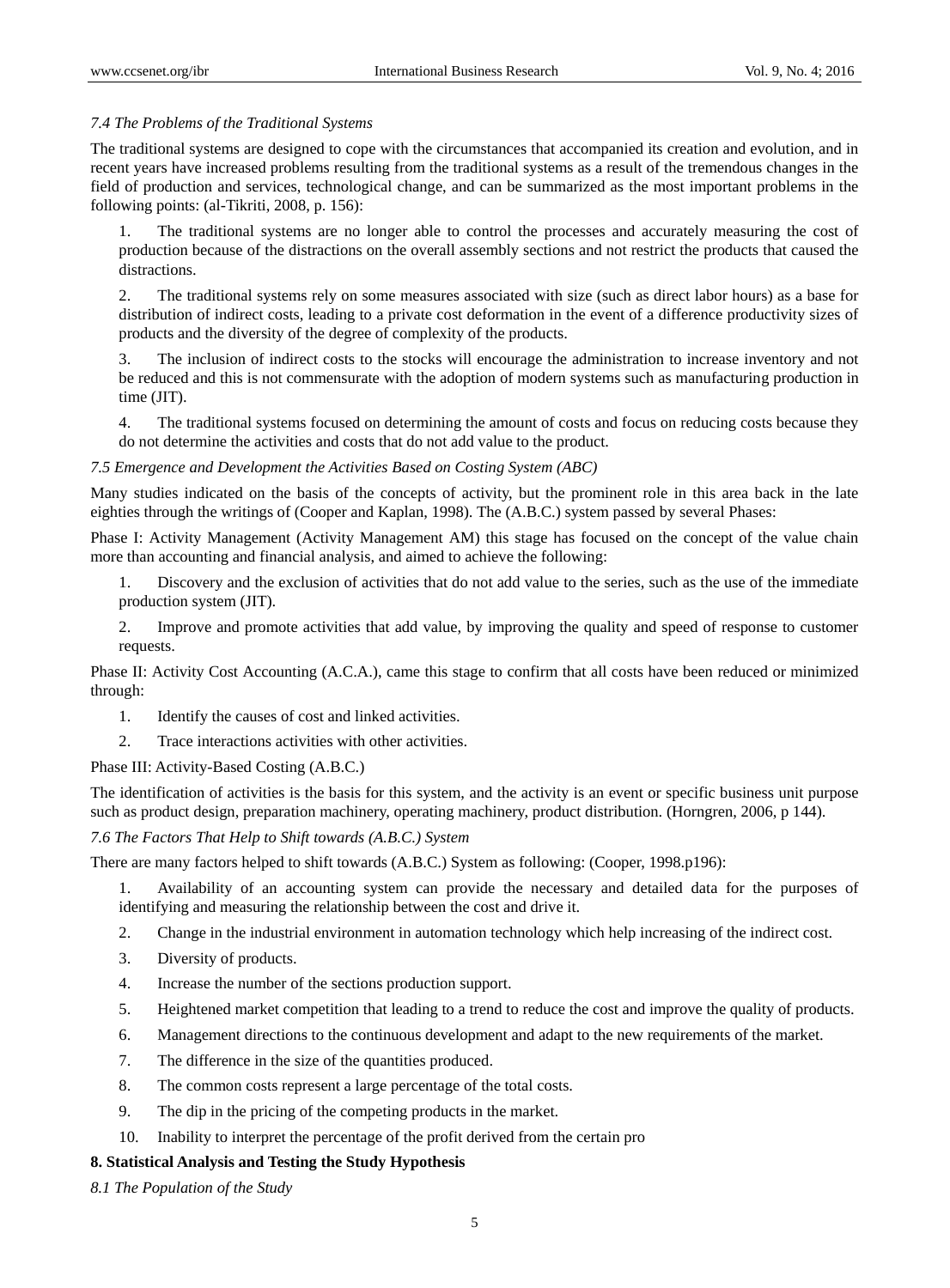*7.4 The Problems of the Traditional Systems*

The traditional systems are designed to cope with the circumstances that accompanied its creation and evolution, and in recent years have increased problems resulting from the traditional systems as a result of the tremendous changes in the field of production and services, technological change, and can be summarized as the most important problems in the following points: (al-Tikriti, 2008, p. 156):

1. The traditional systems are no longer able to control the processes and accurately measuring the cost of production because of the distractions on the overall assembly sections and not restrict the products that caused the distractions.
2. The traditional systems rely on some measures associated with size (such as direct labor hours) as a base for distribution of indirect costs, leading to a private cost deformation in the event of a difference productivity sizes of products and the diversity of the degree of complexity of the products.
3. The inclusion of indirect costs to the stocks will encourage the administration to increase inventory and not be reduced and this is not commensurate with the adoption of modern systems such as manufacturing production in time (JIT).
4. The traditional systems focused on determining the amount of costs and focus on reducing costs because they do not determine the activities and costs that do not add value to the product.

*7.5 Emergence and Development the Activities Based on Costing System (ABC)*

Many studies indicated on the basis of the concepts of activity, but the prominent role in this area back in the late eighties through the writings of (Cooper and Kaplan, 1998). The (A.B.C.) system passed by several Phases:

Phase I: Activity Management (Activity Management AM) this stage has focused on the concept of the value chain more than accounting and financial analysis, and aimed to achieve the following:

1. Discovery and the exclusion of activities that do not add value to the series, such as the use of the immediate production system (JIT).
2. Improve and promote activities that add value, by improving the quality and speed of response to customer requests.

Phase II: Activity Cost Accounting (A.C.A.), came this stage to confirm that all costs have been reduced or minimized through:

1. Identify the causes of cost and linked activities.
2. Trace interactions activities with other activities.

Phase III: Activity-Based Costing (A.B.C.)

The identification of activities is the basis for this system, and the activity is an event or specific business unit purpose such as product design, preparation machinery, operating machinery, product distribution. (Horngren, 2006, p 144).

*7.6 The Factors That Help to Shift towards (A.B.C.) System*

There are many factors helped to shift towards (A.B.C.) System as following: (Cooper, 1998.p196):

1. Availability of an accounting system can provide the necessary and detailed data for the purposes of identifying and measuring the relationship between the cost and drive it.
2. Change in the industrial environment in automation technology which help increasing of the indirect cost.
3. Diversity of products.
4. Increase the number of the sections production support.
5. Heightened market competition that leading to a trend to reduce the cost and improve the quality of products.
6. Management directions to the continuous development and adapt to the new requirements of the market.
7. The difference in the size of the quantities produced.
8. The common costs represent a large percentage of the total costs.
9. The dip in the pricing of the competing products in the market.
10. Inability to interpret the percentage of the profit derived from the certain pro

## 8. Statistical Analysis and Testing the Study Hypothesis

*8.1 The Population of the Study*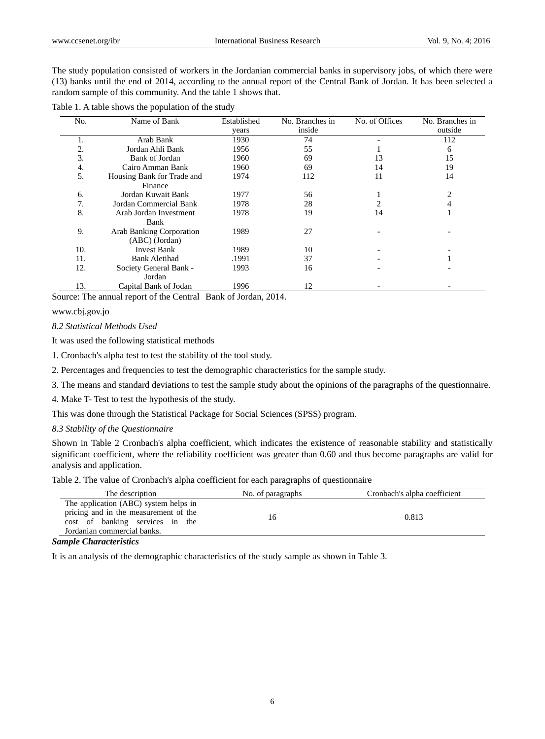The study population consisted of workers in the Jordanian commercial banks in supervisory jobs, of which there were (13) banks until the end of 2014, according to the annual report of the Central Bank of Jordan. It has been selected a random sample of this community. And the table 1 shows that.

Table 1. A table shows the population of the study

| No. | Name of Bank | Established years | No. Branches in inside | No. of Offices | No. Branches in outside |
|---|---|---|---|---|---|
| 1. | Arab Bank | 1930 | 74 | - | 112 |
| 2. | Jordan Ahli Bank | 1956 | 55 | 1 | 6 |
| 3. | Bank of Jordan | 1960 | 69 | 13 | 15 |
| 4. | Cairo Amman Bank | 1960 | 69 | 14 | 19 |
| 5. | Housing Bank for Trade and Finance | 1974 | 112 | 11 | 14 |
| 6. | Jordan Kuwait Bank | 1977 | 56 | 1 | 2 |
| 7. | Jordan Commercial Bank | 1978 | 28 | 2 | 4 |
| 8. | Arab Jordan Investment Bank | 1978 | 19 | 14 | 1 |
| 9. | Arab Banking Corporation (ABC) (Jordan) | 1989 | 27 | - | - |
| 10. | Invest Bank | 1989 | 10 | - | - |
| 11. | Bank Aletihad | .1991 | 37 | - | 1 |
| 12. | Society General Bank - Jordan | 1993 | 16 | - | - |
| 13. | Capital Bank of Jodan | 1996 | 12 | - | - |

Source: The annual report of the Central Bank of Jordan, 2014.

www.cbj.gov.jo

*8.2 Statistical Methods Used*

It was used the following statistical methods

1. Cronbach's alpha test to test the stability of the tool study.

2. Percentages and frequencies to test the demographic characteristics for the sample study.

3. The means and standard deviations to test the sample study about the opinions of the paragraphs of the questionnaire.

4. Make T- Test to test the hypothesis of the study.

This was done through the Statistical Package for Social Sciences (SPSS) program.

*8.3 Stability of the Questionnaire*

Shown in Table 2 Cronbach's alpha coefficient, which indicates the existence of reasonable stability and statistically significant coefficient, where the reliability coefficient was greater than 0.60 and thus become paragraphs are valid for analysis and application.

Table 2. The value of Cronbach's alpha coefficient for each paragraphs of questionnaire

| The description | No. of paragraphs | Cronbach's alpha coefficient |
|---|---|---|
| The application (ABC) system helps in pricing and in the measurement of the cost of banking services in the Jordanian commercial banks. | 16 | 0.813 |

***Sample Characteristics***

It is an analysis of the demographic characteristics of the study sample as shown in Table 3.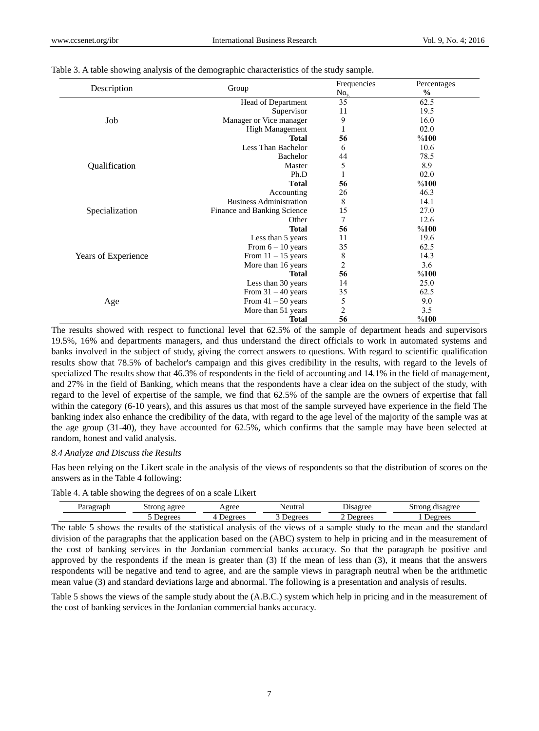Table 3. A table showing analysis of the demographic characteristics of the study sample.

| Description | Group | Frequencies No$_{s.}$ | Percentages % |
|---|---|---|---|
| Job | Head of Department | 35 | 62.5 |
| | Supervisor | 11 | 19.5 |
| | Manager or Vice manager | 9 | 16.0 |
| | High Management | 1 | 02.0 |
| | **Total** | **56** | **%100** |
| Qualification | Less Than Bachelor | 6 | 10.6 |
| | Bachelor | 44 | 78.5 |
| | Master | 5 | 8.9 |
| | Ph.D | 1 | 02.0 |
| | **Total** | **56** | **%100** |
| Specialization | Accounting | 26 | 46.3 |
| | Business Administration | 8 | 14.1 |
| | Finance and Banking Science | 15 | 27.0 |
| | Other | 7 | 12.6 |
| | **Total** | **56** | **%100** |
| Years of Experience | Less than 5 years | 11 | 19.6 |
| | From 6 – 10 years | 35 | 62.5 |
| | From 11 – 15 years | 8 | 14.3 |
| | More than 16 years | 2 | 3.6 |
| | **Total** | **56** | **%100** |
| Age | Less than 30 years | 14 | 25.0 |
| | From 31 – 40 years | 35 | 62.5 |
| | From 41 – 50 years | 5 | 9.0 |
| | More than 51 years | 2 | 3.5 |
| | **Total** | **56** | **%100** |

The results showed with respect to functional level that 62.5% of the sample of department heads and supervisors 19.5%, 16% and departments managers, and thus understand the direct officials to work in automated systems and banks involved in the subject of study, giving the correct answers to questions. With regard to scientific qualification results show that 78.5% of bachelor's campaign and this gives credibility in the results, with regard to the levels of specialized The results show that 46.3% of respondents in the field of accounting and 14.1% in the field of management, and 27% in the field of Banking, which means that the respondents have a clear idea on the subject of the study, with regard to the level of expertise of the sample, we find that 62.5% of the sample are the owners of expertise that fall within the category (6-10 years), and this assures us that most of the sample surveyed have experience in the field The banking index also enhance the credibility of the data, with regard to the age level of the majority of the sample was at the age group (31-40), they have accounted for 62.5%, which confirms that the sample may have been selected at random, honest and valid analysis.

*8.4 Analyze and Discuss the Results*

Has been relying on the Likert scale in the analysis of the views of respondents so that the distribution of scores on the answers as in the Table 4 following:

Table 4. A table showing the degrees of on a scale Likert

| Paragraph | Strong agree | Agree | Neutral | Disagree | Strong disagree |
|---|---|---|---|---|---|
| | 5 Degrees | 4 Degrees | 3 Degrees | 2 Degrees | 1 Degrees |

The table 5 shows the results of the statistical analysis of the views of a sample study to the mean and the standard division of the paragraphs that the application based on the (ABC) system to help in pricing and in the measurement of the cost of banking services in the Jordanian commercial banks accuracy. So that the paragraph be positive and approved by the respondents if the mean is greater than (3) If the mean of less than (3), it means that the answers respondents will be negative and tend to agree, and are the sample views in paragraph neutral when be the arithmetic mean value (3) and standard deviations large and abnormal. The following is a presentation and analysis of results.

Table 5 shows the views of the sample study about the (A.B.C.) system which help in pricing and in the measurement of the cost of banking services in the Jordanian commercial banks accuracy.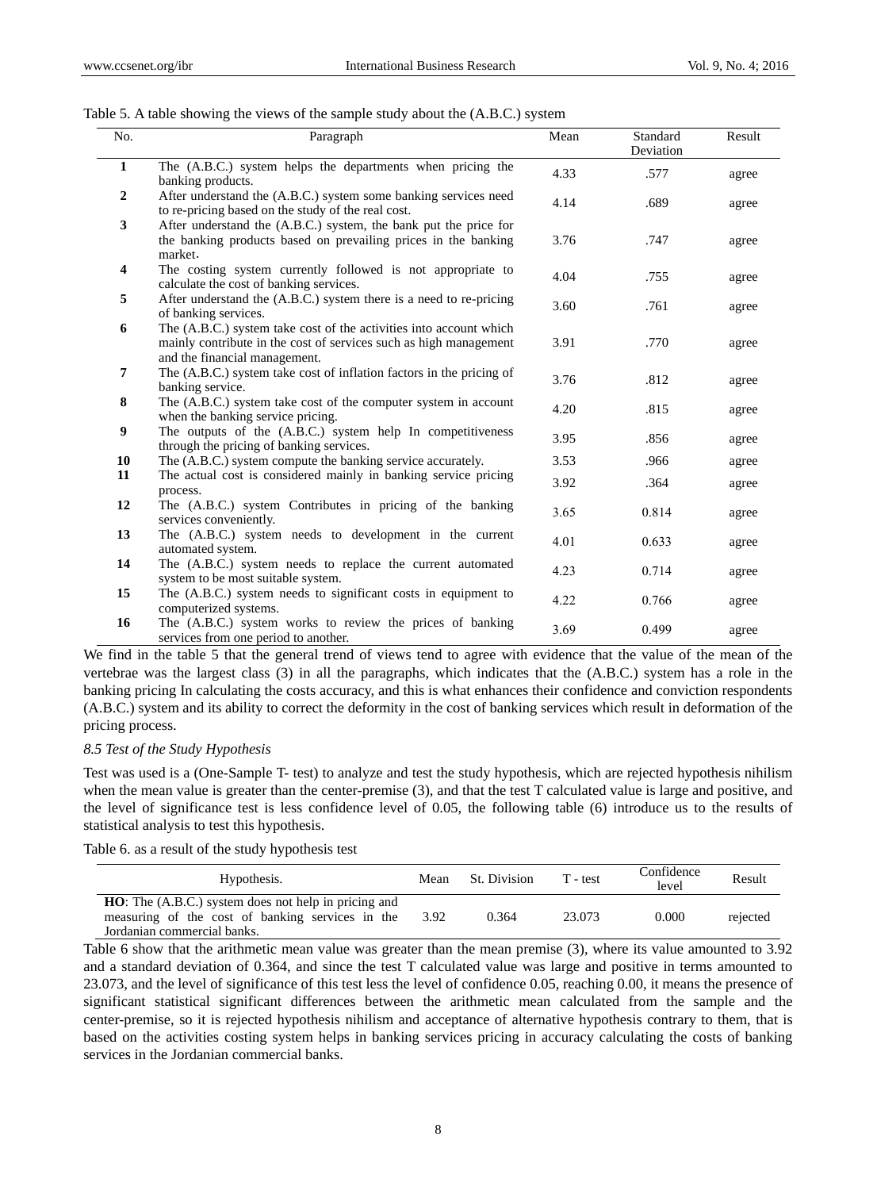Table 5. A table showing the views of the sample study about the (A.B.C.) system

| No. | Paragraph | Mean | Standard Deviation | Result |
|---|---|---|---|---|
| **1** | The (A.B.C.) system helps the departments when pricing the banking products. | 4.33 | .577 | agree |
| **2** | After understand the (A.B.C.) system some banking services need to re-pricing based on the study of the real cost. | 4.14 | .689 | agree |
| **3** | After understand the (A.B.C.) system, the bank put the price for the banking products based on prevailing prices in the banking market. | 3.76 | .747 | agree |
| **4** | The costing system currently followed is not appropriate to calculate the cost of banking services. | 4.04 | .755 | agree |
| **5** | After understand the (A.B.C.) system there is a need to re-pricing of banking services. | 3.60 | .761 | agree |
| **6** | The (A.B.C.) system take cost of the activities into account which mainly contribute in the cost of services such as high management and the financial management. | 3.91 | .770 | agree |
| **7** | The (A.B.C.) system take cost of inflation factors in the pricing of banking service. | 3.76 | .812 | agree |
| **8** | The (A.B.C.) system take cost of the computer system in account when the banking service pricing. | 4.20 | .815 | agree |
| **9** | The outputs of the (A.B.C.) system help In competitiveness through the pricing of banking services. | 3.95 | .856 | agree |
| **10** | The (A.B.C.) system compute the banking service accurately. | 3.53 | .966 | agree |
| **11** | The actual cost is considered mainly in banking service pricing process. | 3.92 | .364 | agree |
| **12** | The (A.B.C.) system Contributes in pricing of the banking services conveniently. | 3.65 | 0.814 | agree |
| **13** | The (A.B.C.) system needs to development in the current automated system. | 4.01 | 0.633 | agree |
| **14** | The (A.B.C.) system needs to replace the current automated system to be most suitable system. | 4.23 | 0.714 | agree |
| **15** | The (A.B.C.) system needs to significant costs in equipment to computerized systems. | 4.22 | 0.766 | agree |
| **16** | The (A.B.C.) system works to review the prices of banking services from one period to another. | 3.69 | 0.499 | agree |

We find in the table 5 that the general trend of views tend to agree with evidence that the value of the mean of the vertebrae was the largest class (3) in all the paragraphs, which indicates that the (A.B.C.) system has a role in the banking pricing In calculating the costs accuracy, and this is what enhances their confidence and conviction respondents (A.B.C.) system and its ability to correct the deformity in the cost of banking services which result in deformation of the pricing process.

### *8.5 Test of the Study Hypothesis*

Test was used is a (One-Sample T- test) to analyze and test the study hypothesis, which are rejected hypothesis nihilism when the mean value is greater than the center-premise (3), and that the test T calculated value is large and positive, and the level of significance test is less confidence level of 0.05, the following table (6) introduce us to the results of statistical analysis to test this hypothesis.

Table 6. as a result of the study hypothesis test

| Hypothesis. | Mean | St. Division | T - test | Confidence level | Result |
|---|---|---|---|---|---|
| **HO**: The (A.B.C.) system does not help in pricing and measuring of the cost of banking services in the Jordanian commercial banks. | 3.92 | 0.364 | 23.073 | 0.000 | rejected |

Table 6 show that the arithmetic mean value was greater than the mean premise (3), where its value amounted to 3.92 and a standard deviation of 0.364, and since the test T calculated value was large and positive in terms amounted to 23.073, and the level of significance of this test less the level of confidence 0.05, reaching 0.00, it means the presence of significant statistical significant differences between the arithmetic mean calculated from the sample and the center-premise, so it is rejected hypothesis nihilism and acceptance of alternative hypothesis contrary to them, that is based on the activities costing system helps in banking services pricing in accuracy calculating the costs of banking services in the Jordanian commercial banks.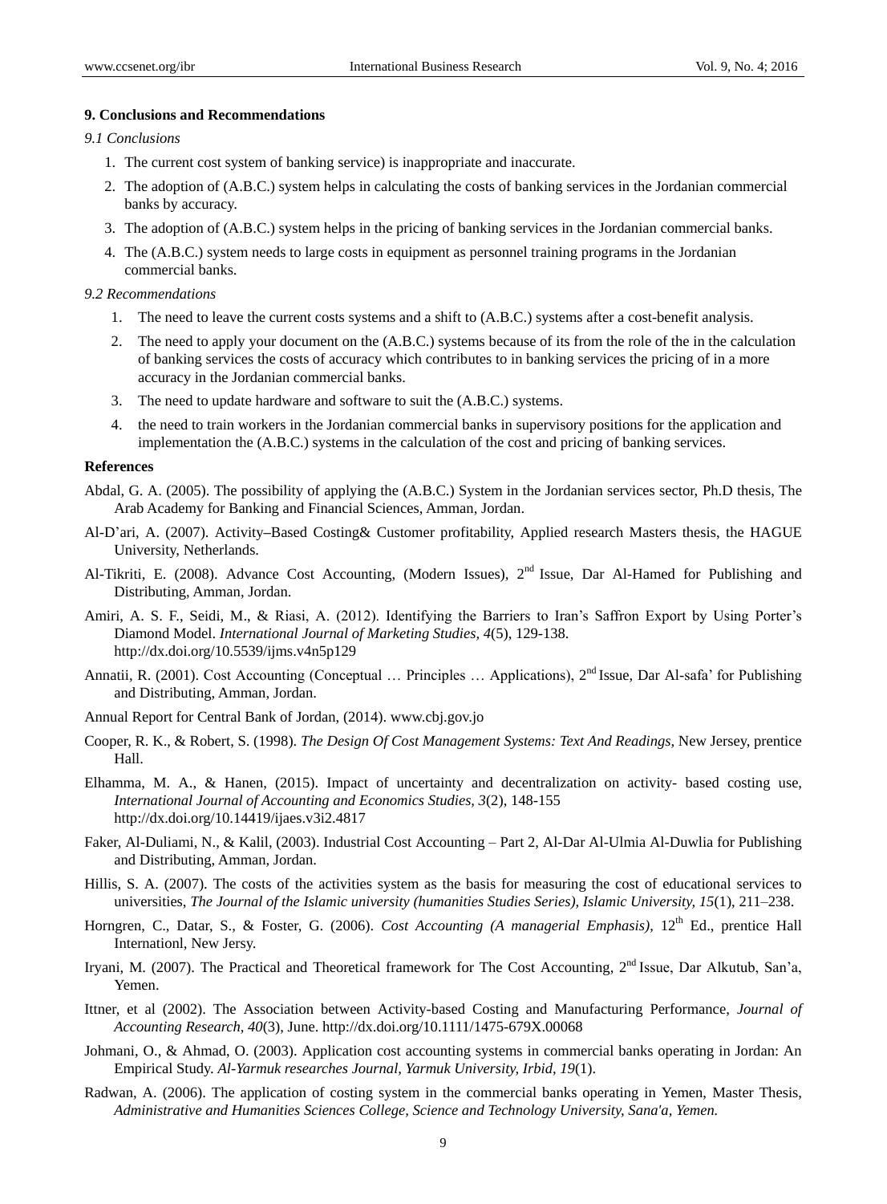## 9. Conclusions and Recommendations

### *9.1 Conclusions*

1. The current cost system of banking service) is inappropriate and inaccurate.
2. The adoption of (A.B.C.) system helps in calculating the costs of banking services in the Jordanian commercial banks by accuracy.
3. The adoption of (A.B.C.) system helps in the pricing of banking services in the Jordanian commercial banks.
4. The (A.B.C.) system needs to large costs in equipment as personnel training programs in the Jordanian commercial banks.

### *9.2 Recommendations*

1. The need to leave the current costs systems and a shift to (A.B.C.) systems after a cost-benefit analysis.
2. The need to apply your document on the (A.B.C.) systems because of its from the role of the in the calculation of banking services the costs of accuracy which contributes to in banking services the pricing of in a more accuracy in the Jordanian commercial banks.
3. The need to update hardware and software to suit the (A.B.C.) systems.
4. the need to train workers in the Jordanian commercial banks in supervisory positions for the application and implementation the (A.B.C.) systems in the calculation of the cost and pricing of banking services.

## References

Abdal, G. A. (2005). The possibility of applying the (A.B.C.) System in the Jordanian services sector, Ph.D thesis, The Arab Academy for Banking and Financial Sciences, Amman, Jordan.

Al-D'ari, A. (2007). Activity–Based Costing& Customer profitability, Applied research Masters thesis, the HAGUE University, Netherlands.

Al-Tikriti, E. (2008). Advance Cost Accounting, (Modern Issues), 2nd Issue, Dar Al-Hamed for Publishing and Distributing, Amman, Jordan.

Amiri, A. S. F., Seidi, M., & Riasi, A. (2012). Identifying the Barriers to Iran's Saffron Export by Using Porter's Diamond Model. *International Journal of Marketing Studies, 4*(5), 129-138. http://dx.doi.org/10.5539/ijms.v4n5p129

Annatii, R. (2001). Cost Accounting (Conceptual … Principles … Applications), 2nd Issue, Dar Al-safa' for Publishing and Distributing, Amman, Jordan.

Annual Report for Central Bank of Jordan, (2014). www.cbj.gov.jo

Cooper, R. K., & Robert, S. (1998). *The Design Of Cost Management Systems: Text And Readings,* New Jersey, prentice Hall.

Elhamma, M. A., & Hanen, (2015). Impact of uncertainty and decentralization on activity- based costing use, *International Journal of Accounting and Economics Studies, 3*(2), 148-155 http://dx.doi.org/10.14419/ijaes.v3i2.4817

Faker, Al-Duliami, N., & Kalil, (2003). Industrial Cost Accounting – Part 2, Al-Dar Al-Ulmia Al-Duwlia for Publishing and Distributing, Amman, Jordan.

Hillis, S. A. (2007). The costs of the activities system as the basis for measuring the cost of educational services to universities, *The Journal of the Islamic university (humanities Studies Series), Islamic University, 15*(1), 211–238.

Horngren, C., Datar, S., & Foster, G. (2006). *Cost Accounting (A managerial Emphasis),* 12th Ed., prentice Hall Internationl, New Jersy.

Iryani, M. (2007). The Practical and Theoretical framework for The Cost Accounting, 2nd Issue, Dar Alkutub, San'a, Yemen.

Ittner, et al (2002). The Association between Activity-based Costing and Manufacturing Performance, *Journal of Accounting Research, 40*(3), June. http://dx.doi.org/10.1111/1475-679X.00068

Johmani, O., & Ahmad, O. (2003). Application cost accounting systems in commercial banks operating in Jordan: An Empirical Study. *Al-Yarmuk researches Journal, Yarmuk University, Irbid, 19*(1).

Radwan, A. (2006). The application of costing system in the commercial banks operating in Yemen, Master Thesis, *Administrative and Humanities Sciences College, Science and Technology University, Sana'a, Yemen.*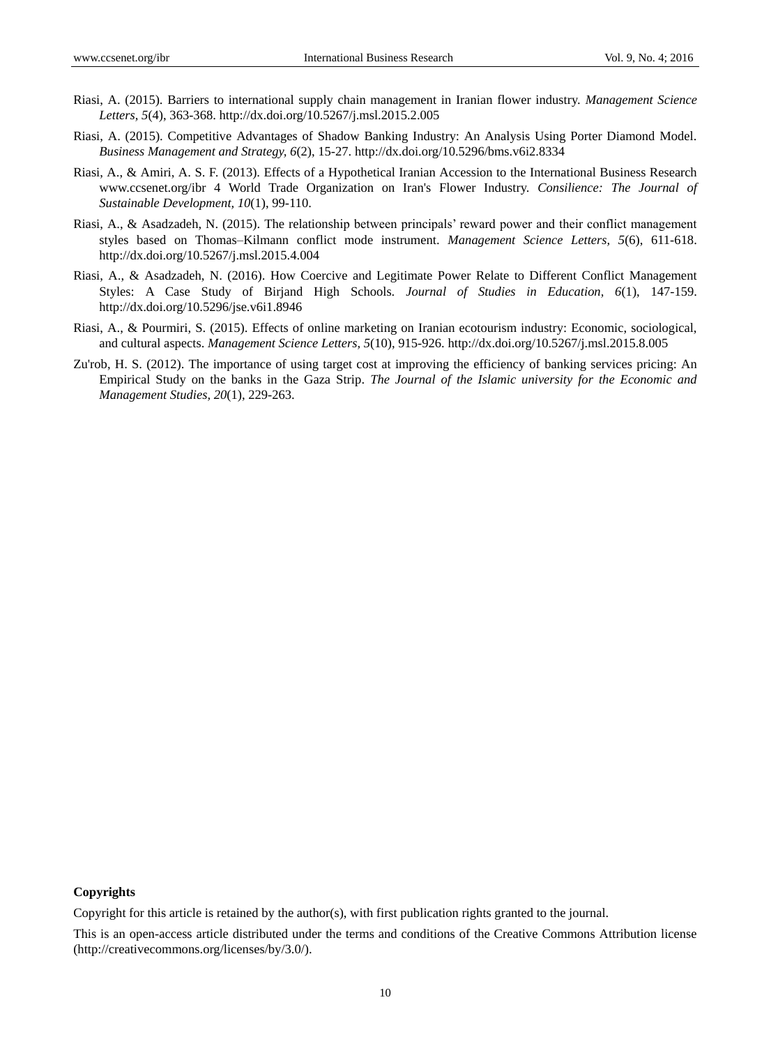Riasi, A. (2015). Barriers to international supply chain management in Iranian flower industry. *Management Science Letters, 5*(4), 363-368. http://dx.doi.org/10.5267/j.msl.2015.2.005

Riasi, A. (2015). Competitive Advantages of Shadow Banking Industry: An Analysis Using Porter Diamond Model. *Business Management and Strategy, 6*(2), 15-27. http://dx.doi.org/10.5296/bms.v6i2.8334

Riasi, A., & Amiri, A. S. F. (2013). Effects of a Hypothetical Iranian Accession to the International Business Research www.ccsenet.org/ibr 4 World Trade Organization on Iran's Flower Industry. *Consilience: The Journal of Sustainable Development, 10*(1), 99-110.

Riasi, A., & Asadzadeh, N. (2015). The relationship between principals' reward power and their conflict management styles based on Thomas–Kilmann conflict mode instrument. *Management Science Letters, 5*(6), 611-618. http://dx.doi.org/10.5267/j.msl.2015.4.004

Riasi, A., & Asadzadeh, N. (2016). How Coercive and Legitimate Power Relate to Different Conflict Management Styles: A Case Study of Birjand High Schools. *Journal of Studies in Education, 6*(1), 147-159. http://dx.doi.org/10.5296/jse.v6i1.8946

Riasi, A., & Pourmiri, S. (2015). Effects of online marketing on Iranian ecotourism industry: Economic, sociological, and cultural aspects. *Management Science Letters, 5*(10), 915-926. http://dx.doi.org/10.5267/j.msl.2015.8.005

Zu'rob, H. S. (2012). The importance of using target cost at improving the efficiency of banking services pricing: An Empirical Study on the banks in the Gaza Strip. *The Journal of the Islamic university for the Economic and Management Studies, 20*(1), 229-263.

**Copyrights**

Copyright for this article is retained by the author(s), with first publication rights granted to the journal.

This is an open-access article distributed under the terms and conditions of the Creative Commons Attribution license (http://creativecommons.org/licenses/by/3.0/).